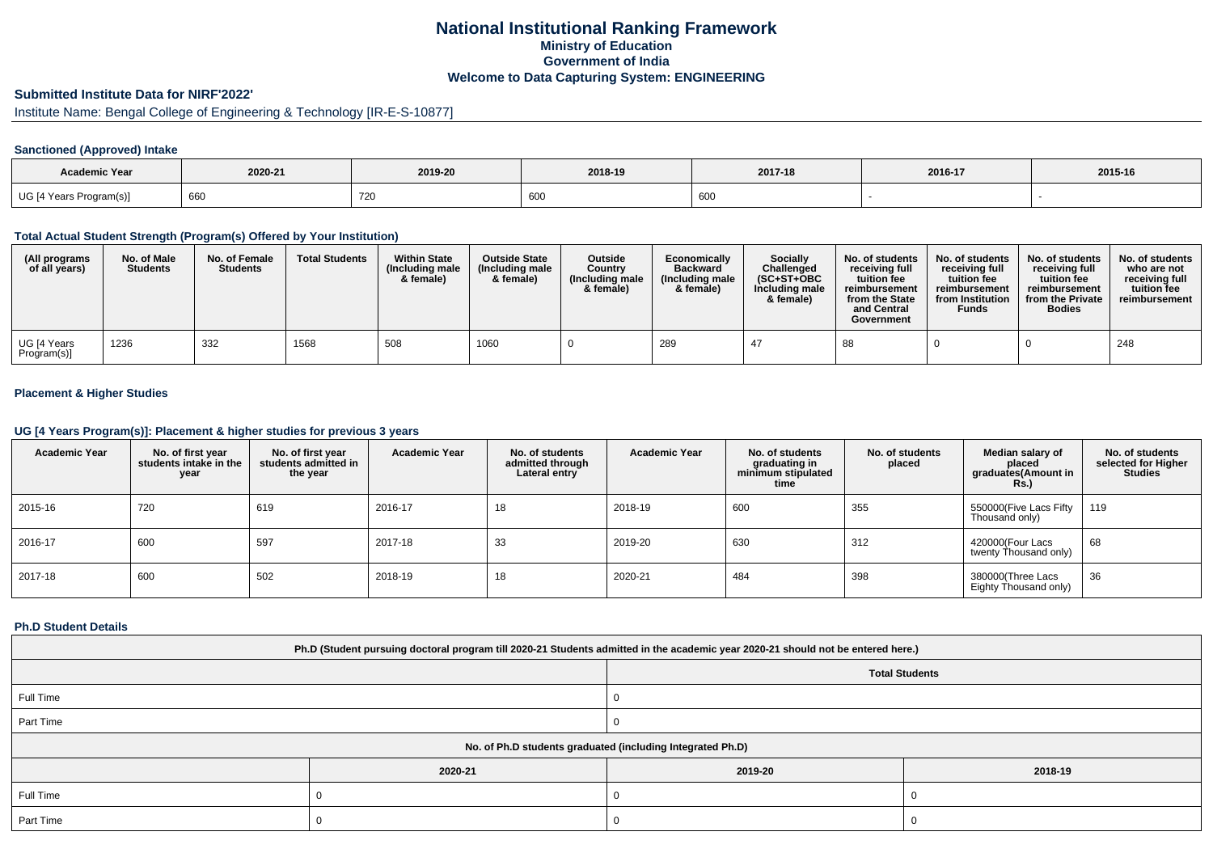# National Institutional Ranking Framework

## Ministry of Education

## Government of India

## Welcome to Data Capturing System: ENGINEERING

### Submitted Institute Data for NIRF'2022'

Institute Name: Bengal College of Engineering & Technology [IR-E-S-10877]

#### Sanctioned (Approved) Intake

| Academic Year | 2020-21 | 2019-20 | 2018-19 | 2017-18 | 2016-17 | 2015-16 |
|---|---|---|---|---|---|---|
| UG [4 Years Program(s)] | 660 | 720 | 600 | 600 | - | - |

#### Total Actual Student Strength (Program(s) Offered by Your Institution)

| (All programs of all years) | No. of Male Students | No. of Female Students | Total Students | Within State (Including male & female) | Outside State (Including male & female) | Outside Country (Including male & female) | Economically Backward (Including male & female) | Socially Challenged (SC+ST+OBC Including male & female) | No. of students receiving full tuition fee reimbursement from the State and Central Government | No. of students receiving full tuition fee reimbursement from Institution Funds | No. of students receiving full tuition fee reimbursement from the Private Bodies | No. of students who are not receiving full tuition fee reimbursement |
|---|---|---|---|---|---|---|---|---|---|---|---|---|
| UG [4 Years Program(s)] | 1236 | 332 | 1568 | 508 | 1060 | 0 | 289 | 47 | 88 | 0 | 0 | 248 |

#### Placement & Higher Studies

#### UG [4 Years Program(s)]: Placement & higher studies for previous 3 years

| Academic Year | No. of first year students intake in the year | No. of first year students admitted in the year | Academic Year | No. of students admitted through Lateral entry | Academic Year | No. of students graduating in minimum stipulated time | No. of students placed | Median salary of placed graduates(Amount in Rs.) | No. of students selected for Higher Studies |
|---|---|---|---|---|---|---|---|---|---|
| 2015-16 | 720 | 619 | 2016-17 | 18 | 2018-19 | 600 | 355 | 550000(Five Lacs Fifty Thousand only) | 119 |
| 2016-17 | 600 | 597 | 2017-18 | 33 | 2019-20 | 630 | 312 | 420000(Four Lacs twenty Thousand only) | 68 |
| 2017-18 | 600 | 502 | 2018-19 | 18 | 2020-21 | 484 | 398 | 380000(Three Lacs Eighty Thousand only) | 36 |

#### Ph.D Student Details

| Ph.D (Student pursuing doctoral program till 2020-21 Students admitted in the academic year 2020-21 should not be entered here.) | |
|---|---|
| | Total Students |
| Full Time | 0 |
| Part Time | 0 |

| No. of Ph.D students graduated (including Integrated Ph.D) | | | |
|---|---|---|---|
| | 2020-21 | 2019-20 | 2018-19 |
| Full Time | 0 | 0 | 0 |
| Part Time | 0 | 0 | 0 |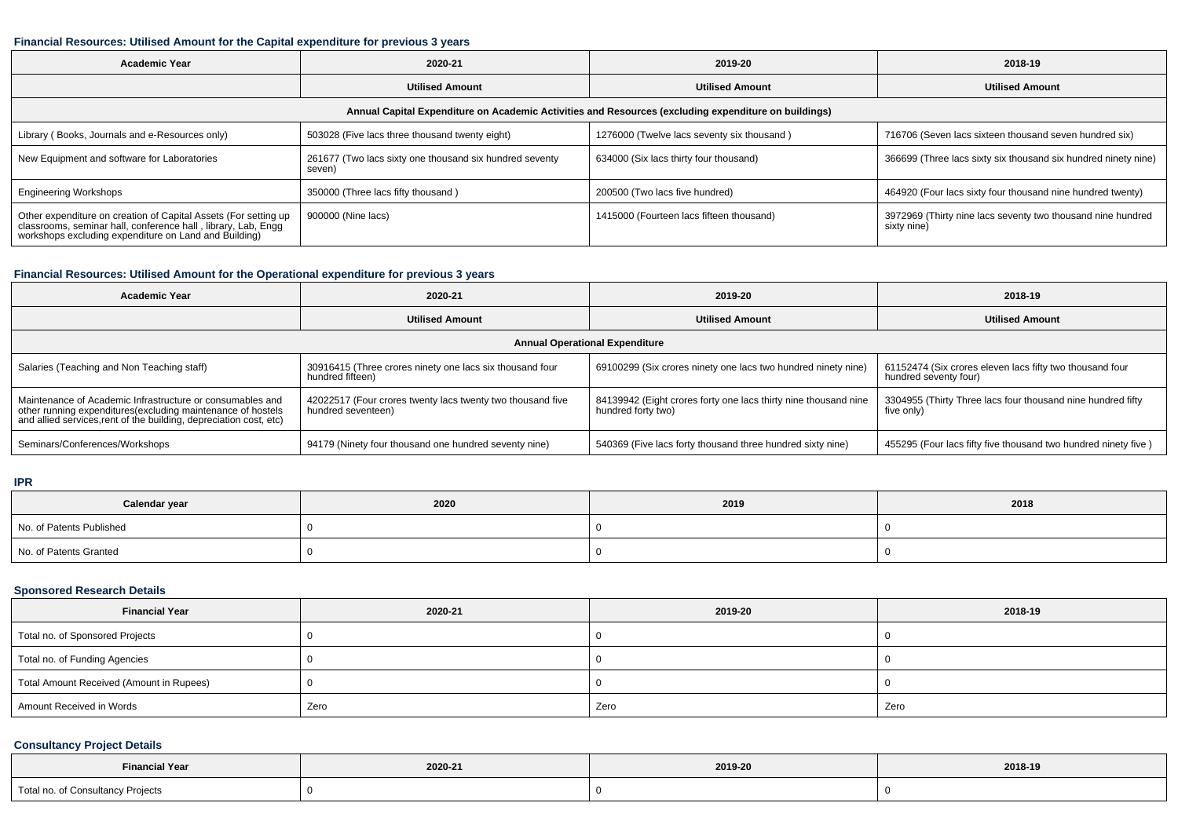### Financial Resources: Utilised Amount for the Capital expenditure for previous 3 years

| Academic Year | 2020-21 | 2019-20 | 2018-19 |
|---|---|---|---|
| | Utilised Amount | Utilised Amount | Utilised Amount |
| Annual Capital Expenditure on Academic Activities and Resources (excluding expenditure on buildings) | | | |
| Library ( Books, Journals and e-Resources only) | 503028 (Five lacs three thousand twenty eight) | 1276000 (Twelve lacs seventy six thousand ) | 716706 (Seven lacs sixteen thousand seven hundred six) |
| New Equipment and software for Laboratories | 261677 (Two lacs sixty one thousand six hundred seventy seven) | 634000 (Six lacs thirty four thousand) | 366699 (Three lacs sixty six thousand six hundred ninety nine) |
| Engineering Workshops | 350000 (Three lacs fifty thousand ) | 200500 (Two lacs five hundred) | 464920 (Four lacs sixty four thousand nine hundred twenty) |
| Other expenditure on creation of Capital Assets (For setting up classrooms, seminar hall, conference hall , library, Lab, Engg workshops excluding expenditure on Land and Building) | 900000 (Nine lacs) | 1415000 (Fourteen lacs fifteen thousand) | 3972969 (Thirty nine lacs seventy two thousand nine hundred sixty nine) |

### Financial Resources: Utilised Amount for the Operational expenditure for previous 3 years

| Academic Year | 2020-21 | 2019-20 | 2018-19 |
|---|---|---|---|
| | Utilised Amount | Utilised Amount | Utilised Amount |
| Annual Operational Expenditure | | | |
| Salaries (Teaching and Non Teaching staff) | 30916415 (Three crores ninety one lacs six thousand four hundred fifteen) | 69100299 (Six crores ninety one lacs two hundred ninety nine) | 61152474 (Six crores eleven lacs fifty two thousand four hundred seventy four) |
| Maintenance of Academic Infrastructure or consumables and other running expenditures(excluding maintenance of hostels and allied services,rent of the building, depreciation cost, etc) | 42022517 (Four crores twenty lacs twenty two thousand five hundred seventeen) | 84139942 (Eight crores forty one lacs thirty nine thousand nine hundred forty two) | 3304955 (Thirty Three lacs four thousand nine hundred fifty five only) |
| Seminars/Conferences/Workshops | 94179 (Ninety four thousand one hundred seventy nine) | 540369 (Five lacs forty thousand three hundred sixty nine) | 455295 (Four lacs fifty five thousand two hundred ninety five ) |

### IPR

| Calendar year | 2020 | 2019 | 2018 |
|---|---|---|---|
| No. of Patents Published | 0 | 0 | 0 |
| No. of Patents Granted | 0 | 0 | 0 |

### Sponsored Research Details

| Financial Year | 2020-21 | 2019-20 | 2018-19 |
|---|---|---|---|
| Total no. of Sponsored Projects | 0 | 0 | 0 |
| Total no. of Funding Agencies | 0 | 0 | 0 |
| Total Amount Received (Amount in Rupees) | 0 | 0 | 0 |
| Amount Received in Words | Zero | Zero | Zero |

### Consultancy Project Details

| Financial Year | 2020-21 | 2019-20 | 2018-19 |
|---|---|---|---|
| Total no. of Consultancy Projects | 0 | 0 | 0 |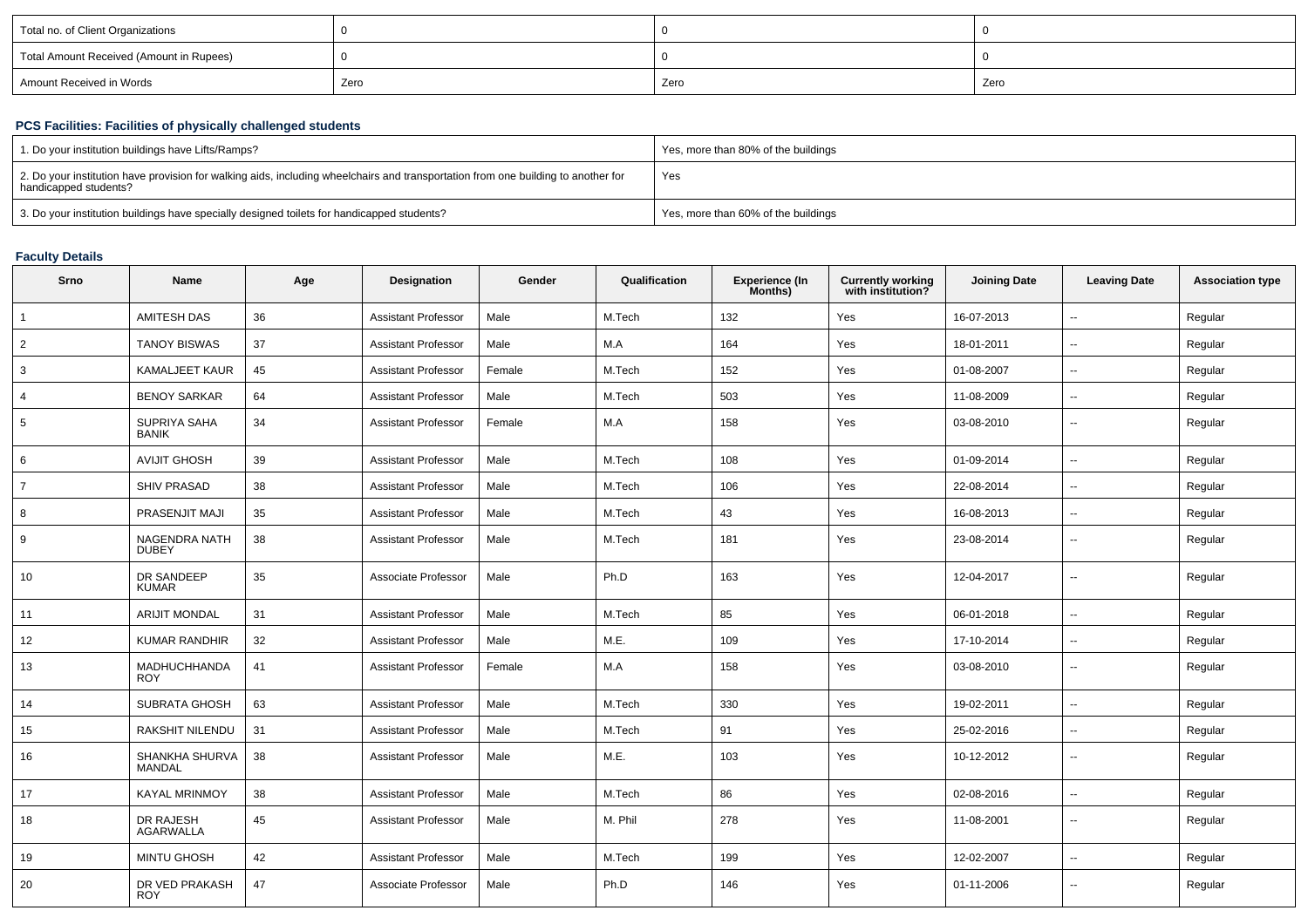| Total no. of Client Organizations | 0 | 0 | 0 |
|---|---|---|---|
| Total Amount Received (Amount in Rupees) | 0 | 0 | 0 |
| Amount Received in Words | Zero | Zero | Zero |

### PCS Facilities: Facilities of physically challenged students

| 1. Do your institution buildings have Lifts/Ramps? | Yes, more than 80% of the buildings |
|---|---|
| 2. Do your institution have provision for walking aids, including wheelchairs and transportation from one building to another for handicapped students? | Yes |
| 3. Do your institution buildings have specially designed toilets for handicapped students? | Yes, more than 60% of the buildings |

### Faculty Details

| Srno | Name | Age | Designation | Gender | Qualification | Experience (In Months) | Currently working with institution? | Joining Date | Leaving Date | Association type |
|---|---|---|---|---|---|---|---|---|---|---|
| 1 | AMITESH DAS | 36 | Assistant Professor | Male | M.Tech | 132 | Yes | 16-07-2013 | -- | Regular |
| 2 | TANOY BISWAS | 37 | Assistant Professor | Male | M.A | 164 | Yes | 18-01-2011 | -- | Regular |
| 3 | KAMALJEET KAUR | 45 | Assistant Professor | Female | M.Tech | 152 | Yes | 01-08-2007 | -- | Regular |
| 4 | BENOY SARKAR | 64 | Assistant Professor | Male | M.Tech | 503 | Yes | 11-08-2009 | -- | Regular |
| 5 | SUPRIYA SAHA BANIK | 34 | Assistant Professor | Female | M.A | 158 | Yes | 03-08-2010 | -- | Regular |
| 6 | AVIJIT GHOSH | 39 | Assistant Professor | Male | M.Tech | 108 | Yes | 01-09-2014 | -- | Regular |
| 7 | SHIV PRASAD | 38 | Assistant Professor | Male | M.Tech | 106 | Yes | 22-08-2014 | -- | Regular |
| 8 | PRASENJIT MAJI | 35 | Assistant Professor | Male | M.Tech | 43 | Yes | 16-08-2013 | -- | Regular |
| 9 | NAGENDRA NATH DUBEY | 38 | Assistant Professor | Male | M.Tech | 181 | Yes | 23-08-2014 | -- | Regular |
| 10 | DR SANDEEP KUMAR | 35 | Associate Professor | Male | Ph.D | 163 | Yes | 12-04-2017 | -- | Regular |
| 11 | ARIJIT MONDAL | 31 | Assistant Professor | Male | M.Tech | 85 | Yes | 06-01-2018 | -- | Regular |
| 12 | KUMAR RANDHIR | 32 | Assistant Professor | Male | M.E. | 109 | Yes | 17-10-2014 | -- | Regular |
| 13 | MADHUCHHANDA ROY | 41 | Assistant Professor | Female | M.A | 158 | Yes | 03-08-2010 | -- | Regular |
| 14 | SUBRATA GHOSH | 63 | Assistant Professor | Male | M.Tech | 330 | Yes | 19-02-2011 | -- | Regular |
| 15 | RAKSHIT NILENDU | 31 | Assistant Professor | Male | M.Tech | 91 | Yes | 25-02-2016 | -- | Regular |
| 16 | SHANKHA SHURVA MANDAL | 38 | Assistant Professor | Male | M.E. | 103 | Yes | 10-12-2012 | -- | Regular |
| 17 | KAYAL MRINMOY | 38 | Assistant Professor | Male | M.Tech | 86 | Yes | 02-08-2016 | -- | Regular |
| 18 | DR RAJESH AGARWALLA | 45 | Assistant Professor | Male | M. Phil | 278 | Yes | 11-08-2001 | -- | Regular |
| 19 | MINTU GHOSH | 42 | Assistant Professor | Male | M.Tech | 199 | Yes | 12-02-2007 | -- | Regular |
| 20 | DR VED PRAKASH ROY | 47 | Associate Professor | Male | Ph.D | 146 | Yes | 01-11-2006 | -- | Regular |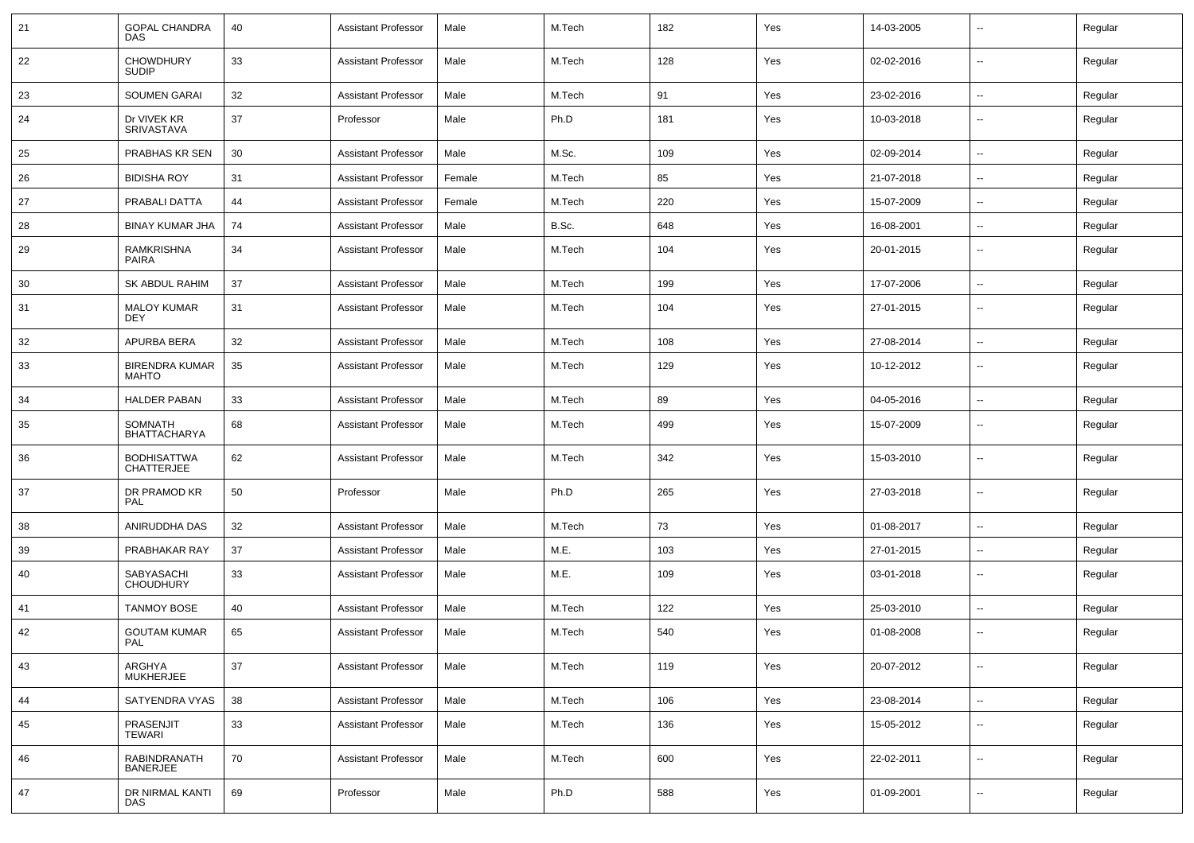| 21 | GOPAL CHANDRA DAS | 40 | Assistant Professor | Male | M.Tech | 182 | Yes | 14-03-2005 | -- | Regular |
|---|---|---|---|---|---|---|---|---|---|---|
| 22 | CHOWDHURY SUDIP | 33 | Assistant Professor | Male | M.Tech | 128 | Yes | 02-02-2016 | -- | Regular |
| 23 | SOUMEN GARAI | 32 | Assistant Professor | Male | M.Tech | 91 | Yes | 23-02-2016 | -- | Regular |
| 24 | Dr VIVEK KR SRIVASTAVA | 37 | Professor | Male | Ph.D | 181 | Yes | 10-03-2018 | -- | Regular |
| 25 | PRABHAS KR SEN | 30 | Assistant Professor | Male | M.Sc. | 109 | Yes | 02-09-2014 | -- | Regular |
| 26 | BIDISHA ROY | 31 | Assistant Professor | Female | M.Tech | 85 | Yes | 21-07-2018 | -- | Regular |
| 27 | PRABALI DATTA | 44 | Assistant Professor | Female | M.Tech | 220 | Yes | 15-07-2009 | -- | Regular |
| 28 | BINAY KUMAR JHA | 74 | Assistant Professor | Male | B.Sc. | 648 | Yes | 16-08-2001 | -- | Regular |
| 29 | RAMKRISHNA PAIRA | 34 | Assistant Professor | Male | M.Tech | 104 | Yes | 20-01-2015 | -- | Regular |
| 30 | SK ABDUL RAHIM | 37 | Assistant Professor | Male | M.Tech | 199 | Yes | 17-07-2006 | -- | Regular |
| 31 | MALOY KUMAR DEY | 31 | Assistant Professor | Male | M.Tech | 104 | Yes | 27-01-2015 | -- | Regular |
| 32 | APURBA BERA | 32 | Assistant Professor | Male | M.Tech | 108 | Yes | 27-08-2014 | -- | Regular |
| 33 | BIRENDRA KUMAR MAHTO | 35 | Assistant Professor | Male | M.Tech | 129 | Yes | 10-12-2012 | -- | Regular |
| 34 | HALDER PABAN | 33 | Assistant Professor | Male | M.Tech | 89 | Yes | 04-05-2016 | -- | Regular |
| 35 | SOMNATH BHATTACHARYA | 68 | Assistant Professor | Male | M.Tech | 499 | Yes | 15-07-2009 | -- | Regular |
| 36 | BODHISATTWA CHATTERJEE | 62 | Assistant Professor | Male | M.Tech | 342 | Yes | 15-03-2010 | -- | Regular |
| 37 | DR PRAMOD KR PAL | 50 | Professor | Male | Ph.D | 265 | Yes | 27-03-2018 | -- | Regular |
| 38 | ANIRUDDHA DAS | 32 | Assistant Professor | Male | M.Tech | 73 | Yes | 01-08-2017 | -- | Regular |
| 39 | PRABHAKAR RAY | 37 | Assistant Professor | Male | M.E. | 103 | Yes | 27-01-2015 | -- | Regular |
| 40 | SABYASACHI CHOUDHURY | 33 | Assistant Professor | Male | M.E. | 109 | Yes | 03-01-2018 | -- | Regular |
| 41 | TANMOY BOSE | 40 | Assistant Professor | Male | M.Tech | 122 | Yes | 25-03-2010 | -- | Regular |
| 42 | GOUTAM KUMAR PAL | 65 | Assistant Professor | Male | M.Tech | 540 | Yes | 01-08-2008 | -- | Regular |
| 43 | ARGHYA MUKHERJEE | 37 | Assistant Professor | Male | M.Tech | 119 | Yes | 20-07-2012 | -- | Regular |
| 44 | SATYENDRA VYAS | 38 | Assistant Professor | Male | M.Tech | 106 | Yes | 23-08-2014 | -- | Regular |
| 45 | PRASENJIT TEWARI | 33 | Assistant Professor | Male | M.Tech | 136 | Yes | 15-05-2012 | -- | Regular |
| 46 | RABINDRANATH BANERJEE | 70 | Assistant Professor | Male | M.Tech | 600 | Yes | 22-02-2011 | -- | Regular |
| 47 | DR NIRMAL KANTI DAS | 69 | Professor | Male | Ph.D | 588 | Yes | 01-09-2001 | -- | Regular |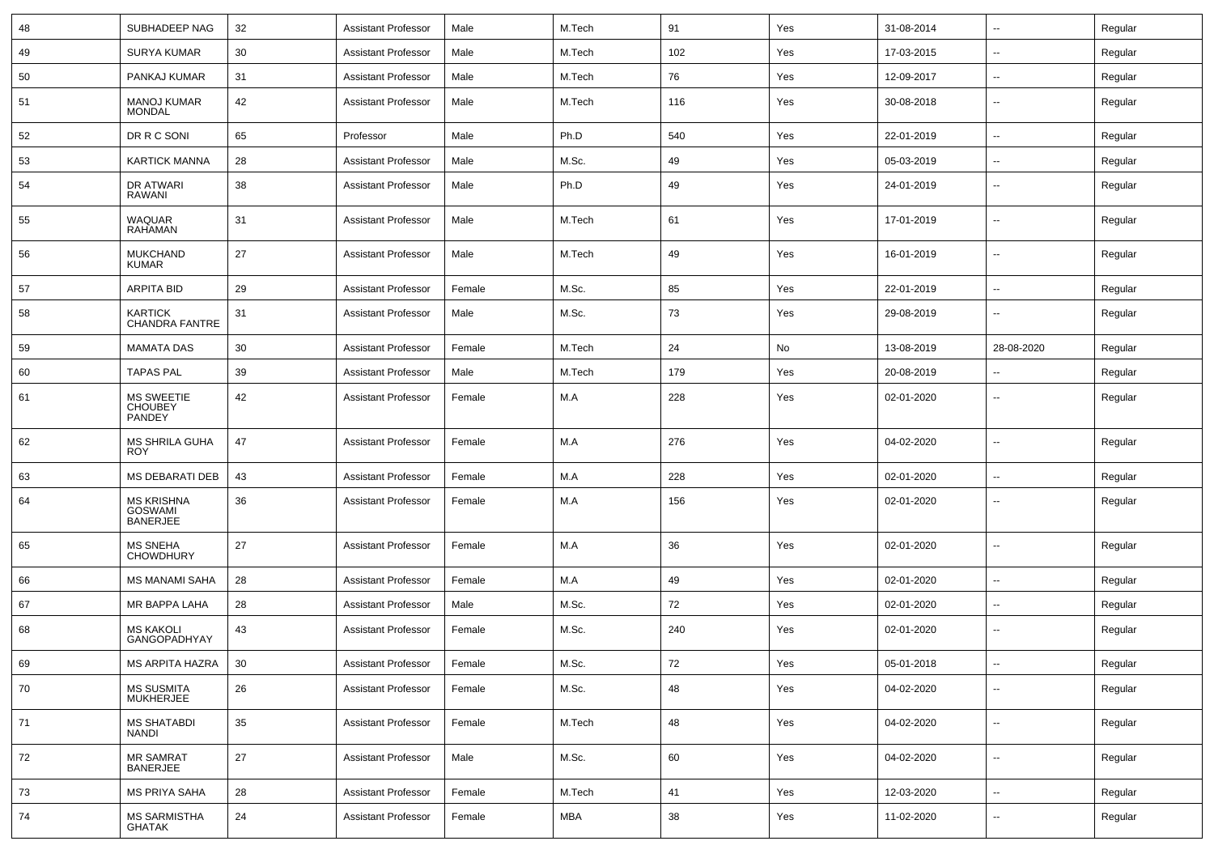| 48 | SUBHADEEP NAG | 32 | Assistant Professor | Male | M.Tech | 91 | Yes | 31-08-2014 | -- | Regular |
|---|---|---|---|---|---|---|---|---|---|---|
| 49 | SURYA KUMAR | 30 | Assistant Professor | Male | M.Tech | 102 | Yes | 17-03-2015 | -- | Regular |
| 50 | PANKAJ KUMAR | 31 | Assistant Professor | Male | M.Tech | 76 | Yes | 12-09-2017 | -- | Regular |
| 51 | MANOJ KUMAR MONDAL | 42 | Assistant Professor | Male | M.Tech | 116 | Yes | 30-08-2018 | -- | Regular |
| 52 | DR R C SONI | 65 | Professor | Male | Ph.D | 540 | Yes | 22-01-2019 | -- | Regular |
| 53 | KARTICK MANNA | 28 | Assistant Professor | Male | M.Sc. | 49 | Yes | 05-03-2019 | -- | Regular |
| 54 | DR ATWARI RAWANI | 38 | Assistant Professor | Male | Ph.D | 49 | Yes | 24-01-2019 | -- | Regular |
| 55 | WAQUAR RAHAMAN | 31 | Assistant Professor | Male | M.Tech | 61 | Yes | 17-01-2019 | -- | Regular |
| 56 | MUKCHAND KUMAR | 27 | Assistant Professor | Male | M.Tech | 49 | Yes | 16-01-2019 | -- | Regular |
| 57 | ARPITA BID | 29 | Assistant Professor | Female | M.Sc. | 85 | Yes | 22-01-2019 | -- | Regular |
| 58 | KARTICK CHANDRA FANTRE | 31 | Assistant Professor | Male | M.Sc. | 73 | Yes | 29-08-2019 | -- | Regular |
| 59 | MAMATA DAS | 30 | Assistant Professor | Female | M.Tech | 24 | No | 13-08-2019 | 28-08-2020 | Regular |
| 60 | TAPAS PAL | 39 | Assistant Professor | Male | M.Tech | 179 | Yes | 20-08-2019 | -- | Regular |
| 61 | MS SWEETIE CHOUBEY PANDEY | 42 | Assistant Professor | Female | M.A | 228 | Yes | 02-01-2020 | -- | Regular |
| 62 | MS SHRILA GUHA ROY | 47 | Assistant Professor | Female | M.A | 276 | Yes | 04-02-2020 | -- | Regular |
| 63 | MS DEBARATI DEB | 43 | Assistant Professor | Female | M.A | 228 | Yes | 02-01-2020 | -- | Regular |
| 64 | MS KRISHNA GOSWAMI BANERJEE | 36 | Assistant Professor | Female | M.A | 156 | Yes | 02-01-2020 | -- | Regular |
| 65 | MS SNEHA CHOWDHURY | 27 | Assistant Professor | Female | M.A | 36 | Yes | 02-01-2020 | -- | Regular |
| 66 | MS MANAMI SAHA | 28 | Assistant Professor | Female | M.A | 49 | Yes | 02-01-2020 | -- | Regular |
| 67 | MR BAPPA LAHA | 28 | Assistant Professor | Male | M.Sc. | 72 | Yes | 02-01-2020 | -- | Regular |
| 68 | MS KAKOLI GANGOPADHYAY | 43 | Assistant Professor | Female | M.Sc. | 240 | Yes | 02-01-2020 | -- | Regular |
| 69 | MS ARPITA HAZRA | 30 | Assistant Professor | Female | M.Sc. | 72 | Yes | 05-01-2018 | -- | Regular |
| 70 | MS SUSMITA MUKHERJEE | 26 | Assistant Professor | Female | M.Sc. | 48 | Yes | 04-02-2020 | -- | Regular |
| 71 | MS SHATABDI NANDI | 35 | Assistant Professor | Female | M.Tech | 48 | Yes | 04-02-2020 | -- | Regular |
| 72 | MR SAMRAT BANERJEE | 27 | Assistant Professor | Male | M.Sc. | 60 | Yes | 04-02-2020 | -- | Regular |
| 73 | MS PRIYA SAHA | 28 | Assistant Professor | Female | M.Tech | 41 | Yes | 12-03-2020 | -- | Regular |
| 74 | MS SARMISTHA GHATAK | 24 | Assistant Professor | Female | MBA | 38 | Yes | 11-02-2020 | -- | Regular |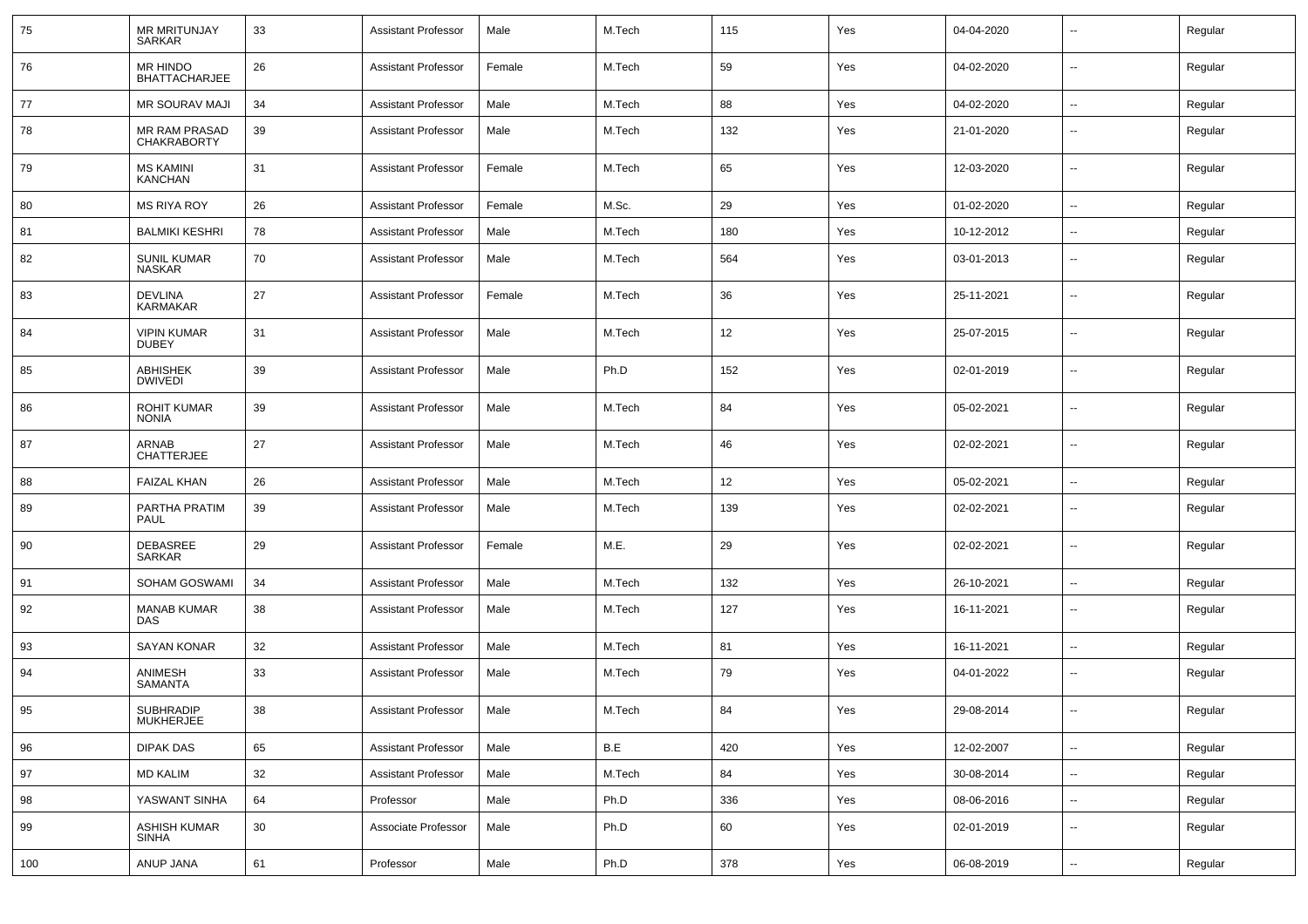| 75 | MR MRITUNJAY SARKAR | 33 | Assistant Professor | Male | M.Tech | 115 | Yes | 04-04-2020 | -- | Regular |
|---|---|---|---|---|---|---|---|---|---|---|
| 76 | MR HINDO BHATTACHARJEE | 26 | Assistant Professor | Female | M.Tech | 59 | Yes | 04-02-2020 | -- | Regular |
| 77 | MR SOURAV MAJI | 34 | Assistant Professor | Male | M.Tech | 88 | Yes | 04-02-2020 | -- | Regular |
| 78 | MR RAM PRASAD CHAKRABORTY | 39 | Assistant Professor | Male | M.Tech | 132 | Yes | 21-01-2020 | -- | Regular |
| 79 | MS KAMINI KANCHAN | 31 | Assistant Professor | Female | M.Tech | 65 | Yes | 12-03-2020 | -- | Regular |
| 80 | MS RIYA ROY | 26 | Assistant Professor | Female | M.Sc. | 29 | Yes | 01-02-2020 | -- | Regular |
| 81 | BALMIKI KESHRI | 78 | Assistant Professor | Male | M.Tech | 180 | Yes | 10-12-2012 | -- | Regular |
| 82 | SUNIL KUMAR NASKAR | 70 | Assistant Professor | Male | M.Tech | 564 | Yes | 03-01-2013 | -- | Regular |
| 83 | DEVLINA KARMAKAR | 27 | Assistant Professor | Female | M.Tech | 36 | Yes | 25-11-2021 | -- | Regular |
| 84 | VIPIN KUMAR DUBEY | 31 | Assistant Professor | Male | M.Tech | 12 | Yes | 25-07-2015 | -- | Regular |
| 85 | ABHISHEK DWIVEDI | 39 | Assistant Professor | Male | Ph.D | 152 | Yes | 02-01-2019 | -- | Regular |
| 86 | ROHIT KUMAR NONIA | 39 | Assistant Professor | Male | M.Tech | 84 | Yes | 05-02-2021 | -- | Regular |
| 87 | ARNAB CHATTERJEE | 27 | Assistant Professor | Male | M.Tech | 46 | Yes | 02-02-2021 | -- | Regular |
| 88 | FAIZAL KHAN | 26 | Assistant Professor | Male | M.Tech | 12 | Yes | 05-02-2021 | -- | Regular |
| 89 | PARTHA PRATIM PAUL | 39 | Assistant Professor | Male | M.Tech | 139 | Yes | 02-02-2021 | -- | Regular |
| 90 | DEBASREE SARKAR | 29 | Assistant Professor | Female | M.E. | 29 | Yes | 02-02-2021 | -- | Regular |
| 91 | SOHAM GOSWAMI | 34 | Assistant Professor | Male | M.Tech | 132 | Yes | 26-10-2021 | -- | Regular |
| 92 | MANAB KUMAR DAS | 38 | Assistant Professor | Male | M.Tech | 127 | Yes | 16-11-2021 | -- | Regular |
| 93 | SAYAN KONAR | 32 | Assistant Professor | Male | M.Tech | 81 | Yes | 16-11-2021 | -- | Regular |
| 94 | ANIMESH SAMANTA | 33 | Assistant Professor | Male | M.Tech | 79 | Yes | 04-01-2022 | -- | Regular |
| 95 | SUBHRADIP MUKHERJEE | 38 | Assistant Professor | Male | M.Tech | 84 | Yes | 29-08-2014 | -- | Regular |
| 96 | DIPAK DAS | 65 | Assistant Professor | Male | B.E | 420 | Yes | 12-02-2007 | -- | Regular |
| 97 | MD KALIM | 32 | Assistant Professor | Male | M.Tech | 84 | Yes | 30-08-2014 | -- | Regular |
| 98 | YASWANT SINHA | 64 | Professor | Male | Ph.D | 336 | Yes | 08-06-2016 | -- | Regular |
| 99 | ASHISH KUMAR SINHA | 30 | Associate Professor | Male | Ph.D | 60 | Yes | 02-01-2019 | -- | Regular |
| 100 | ANUP JANA | 61 | Professor | Male | Ph.D | 378 | Yes | 06-08-2019 | -- | Regular |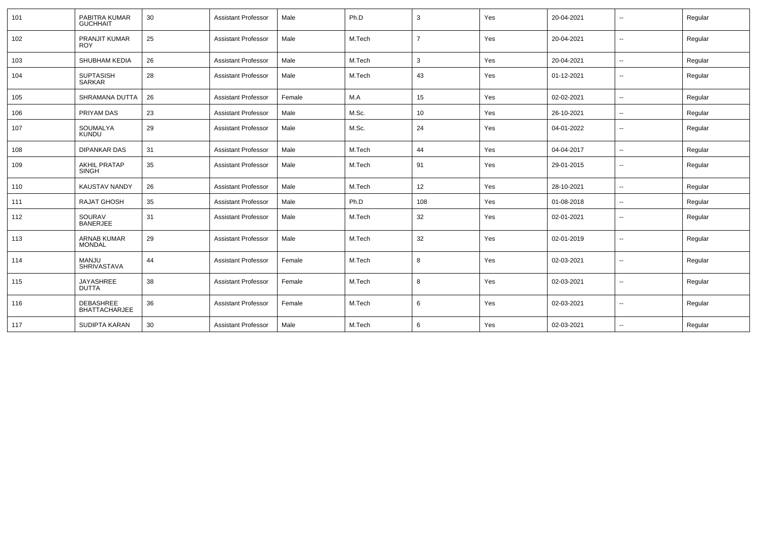| | | | | | | | | | | |
|---|---|---|---|---|---|---|---|---|---|---|
| 101 | PABITRA KUMAR GUCHHAIT | 30 | Assistant Professor | Male | Ph.D | 3 | Yes | 20-04-2021 | -- | Regular |
| 102 | PRANJIT KUMAR ROY | 25 | Assistant Professor | Male | M.Tech | 7 | Yes | 20-04-2021 | -- | Regular |
| 103 | SHUBHAM KEDIA | 26 | Assistant Professor | Male | M.Tech | 3 | Yes | 20-04-2021 | -- | Regular |
| 104 | SUPTASISH SARKAR | 28 | Assistant Professor | Male | M.Tech | 43 | Yes | 01-12-2021 | -- | Regular |
| 105 | SHRAMANA DUTTA | 26 | Assistant Professor | Female | M.A | 15 | Yes | 02-02-2021 | -- | Regular |
| 106 | PRIYAM DAS | 23 | Assistant Professor | Male | M.Sc. | 10 | Yes | 26-10-2021 | -- | Regular |
| 107 | SOUMALYA KUNDU | 29 | Assistant Professor | Male | M.Sc. | 24 | Yes | 04-01-2022 | -- | Regular |
| 108 | DIPANKAR DAS | 31 | Assistant Professor | Male | M.Tech | 44 | Yes | 04-04-2017 | -- | Regular |
| 109 | AKHIL PRATAP SINGH | 35 | Assistant Professor | Male | M.Tech | 91 | Yes | 29-01-2015 | -- | Regular |
| 110 | KAUSTAV NANDY | 26 | Assistant Professor | Male | M.Tech | 12 | Yes | 28-10-2021 | -- | Regular |
| 111 | RAJAT GHOSH | 35 | Assistant Professor | Male | Ph.D | 108 | Yes | 01-08-2018 | -- | Regular |
| 112 | SOURAV BANERJEE | 31 | Assistant Professor | Male | M.Tech | 32 | Yes | 02-01-2021 | -- | Regular |
| 113 | ARNAB KUMAR MONDAL | 29 | Assistant Professor | Male | M.Tech | 32 | Yes | 02-01-2019 | -- | Regular |
| 114 | MANJU SHRIVASTAVA | 44 | Assistant Professor | Female | M.Tech | 8 | Yes | 02-03-2021 | -- | Regular |
| 115 | JAYASHREE DUTTA | 38 | Assistant Professor | Female | M.Tech | 8 | Yes | 02-03-2021 | -- | Regular |
| 116 | DEBASHREE BHATTACHARJEE | 36 | Assistant Professor | Female | M.Tech | 6 | Yes | 02-03-2021 | -- | Regular |
| 117 | SUDIPTA KARAN | 30 | Assistant Professor | Male | M.Tech | 6 | Yes | 02-03-2021 | -- | Regular |